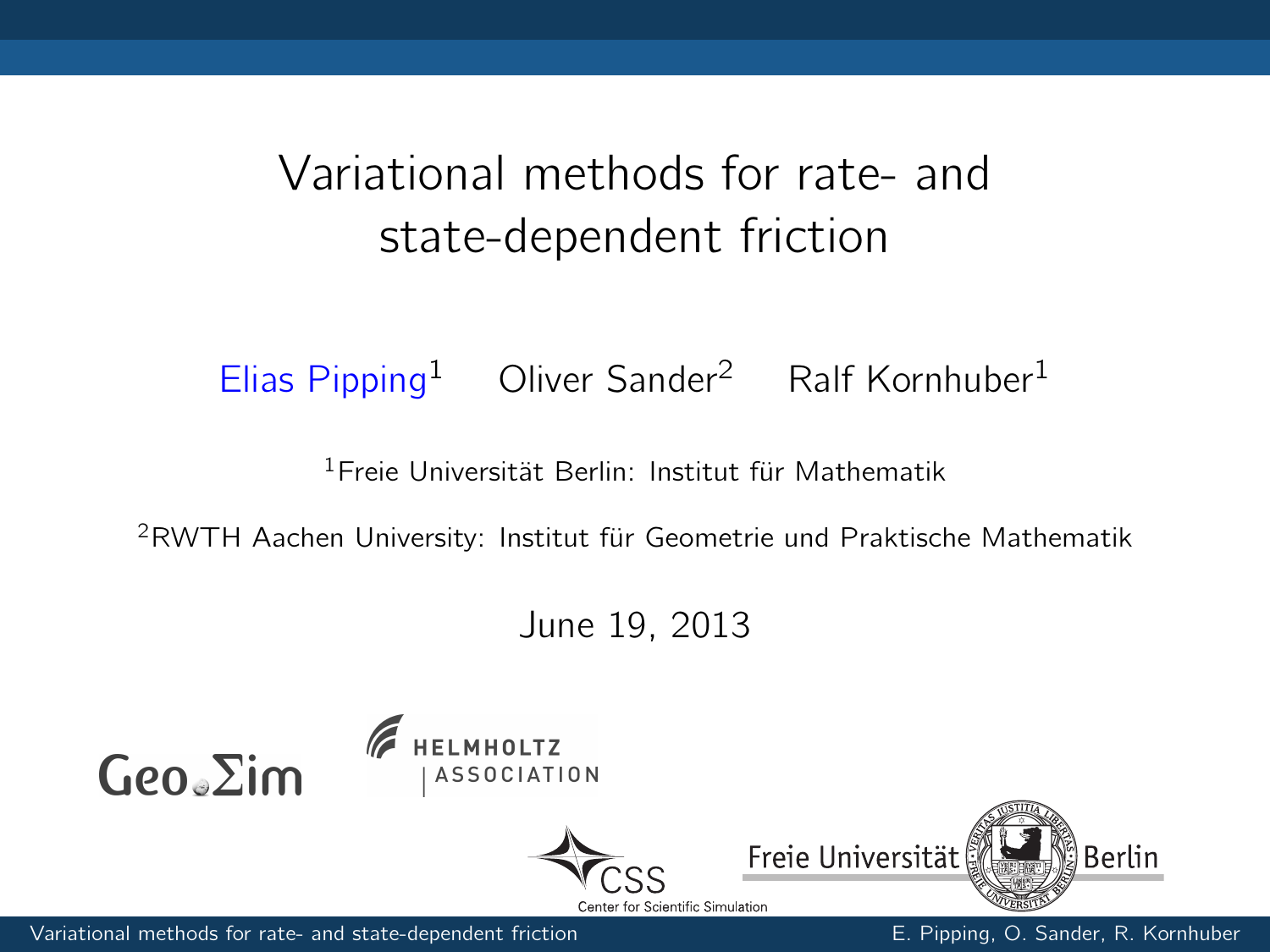# Variational methods for rate- and state-dependent friction

Elias Pipping[1] Oliver Sander[2] Ralf Kornhuber[1]

[1]Freie Universität Berlin: Institut für Mathematik

[2]RWTH Aachen University: Institut für Geometrie und Praktische Mathematik

June 19, 2013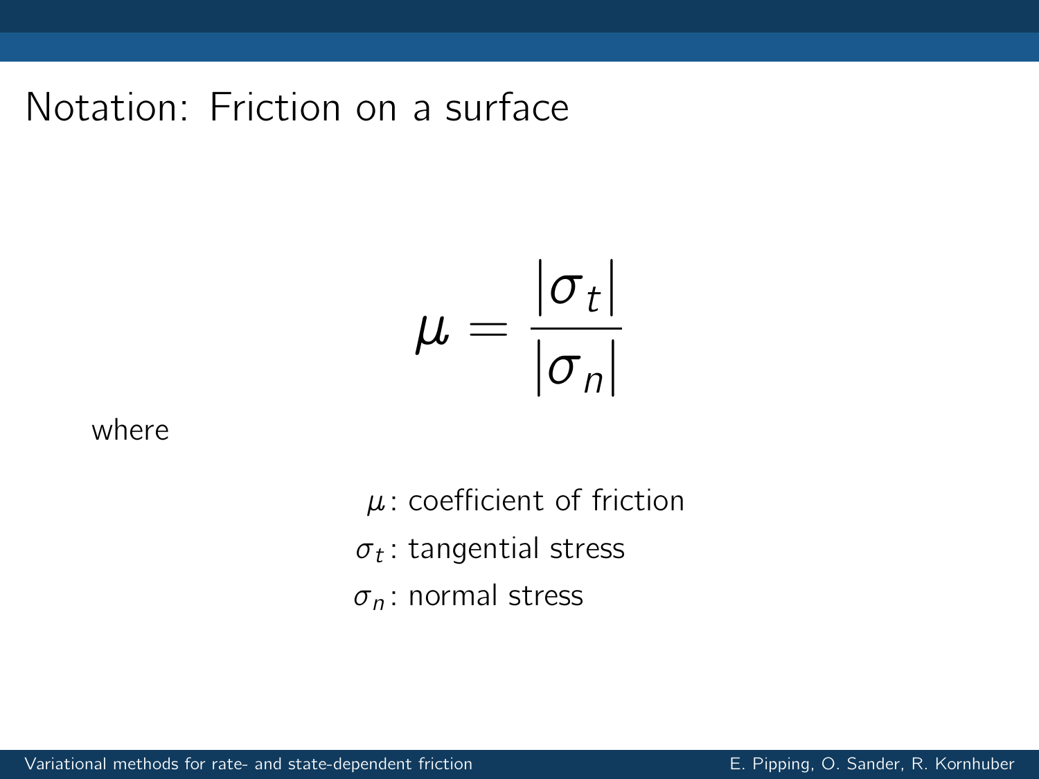# Notation: Friction on a surface

$$\mu = \frac{|\sigma_t|}{|\sigma_n|}$$

where

$\mu$: coefficient of friction

$\sigma_t$: tangential stress

$\sigma_n$: normal stress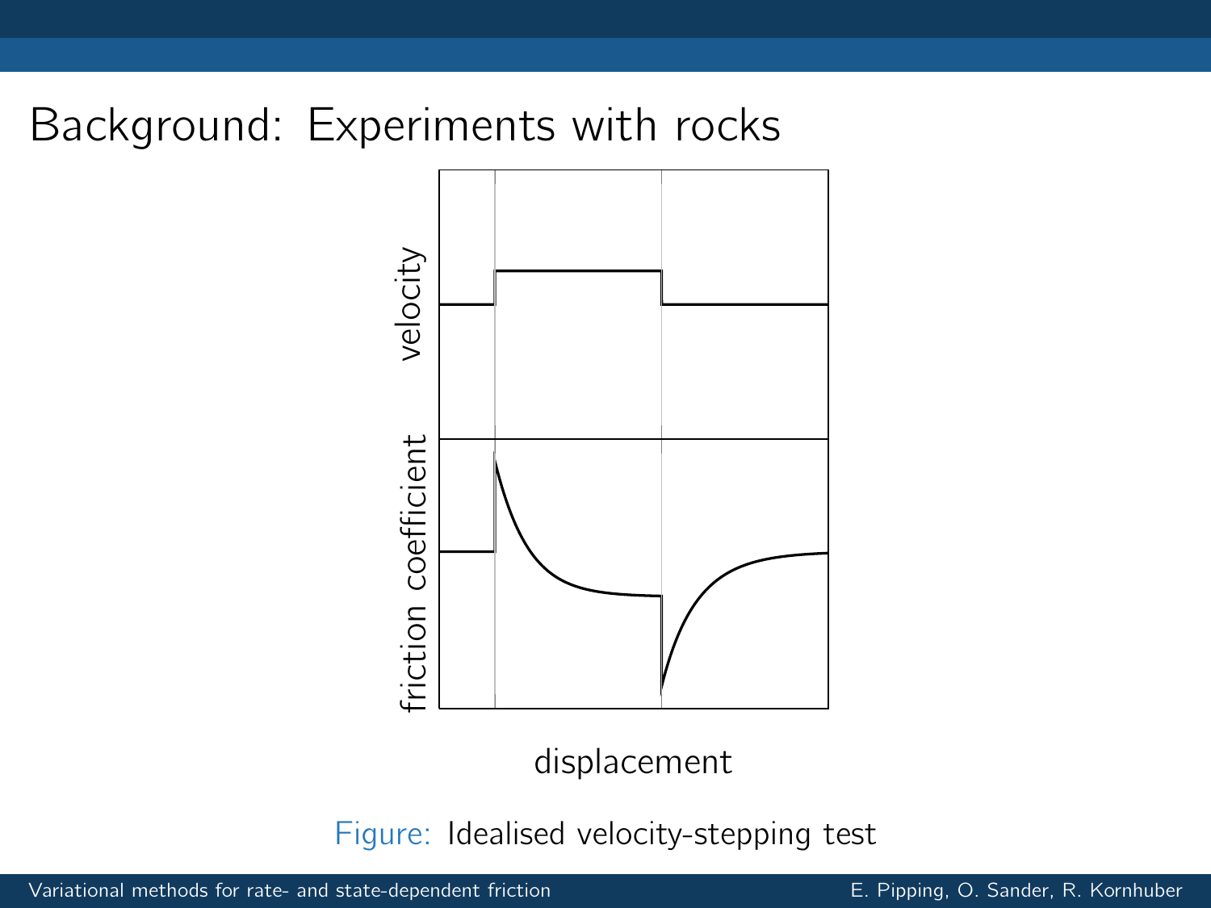# Background: Experiments with rocks

velocity

friction coefficient

displacement

Figure: Idealised velocity-stepping test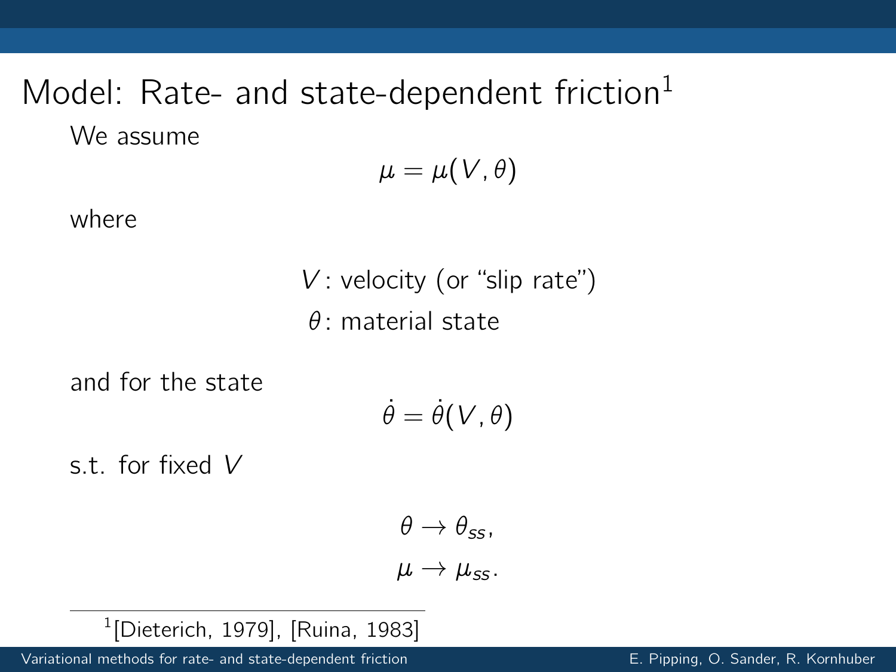# Model: Rate- and state-dependent friction[1]

We assume

$$\mu = \mu(V, \theta)$$

where

$$V\colon \text{velocity (or “slip rate”)}$$
$$\theta\colon \text{material state}$$

and for the state

$$\dot{\theta} = \dot{\theta}(V, \theta)$$

s.t. for fixed $V$

$$\theta \to \theta_{ss},$$
$$\mu \to \mu_{ss}.$$

---

[1] [Dieterich, 1979], [Ruina, 1983]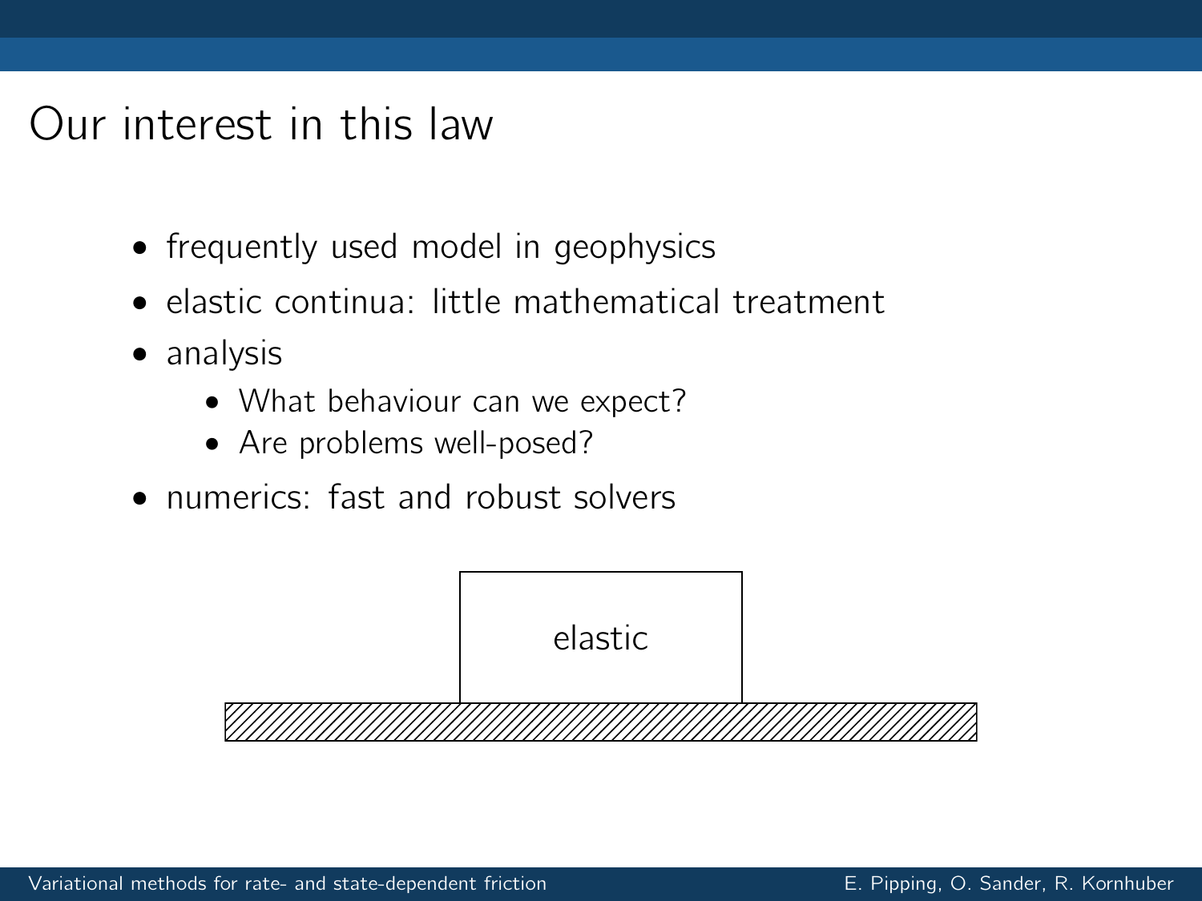# Our interest in this law

- frequently used model in geophysics
- elastic continua: little mathematical treatment
- analysis
  - What behaviour can we expect?
  - Are problems well-posed?
- numerics: fast and robust solvers

elastic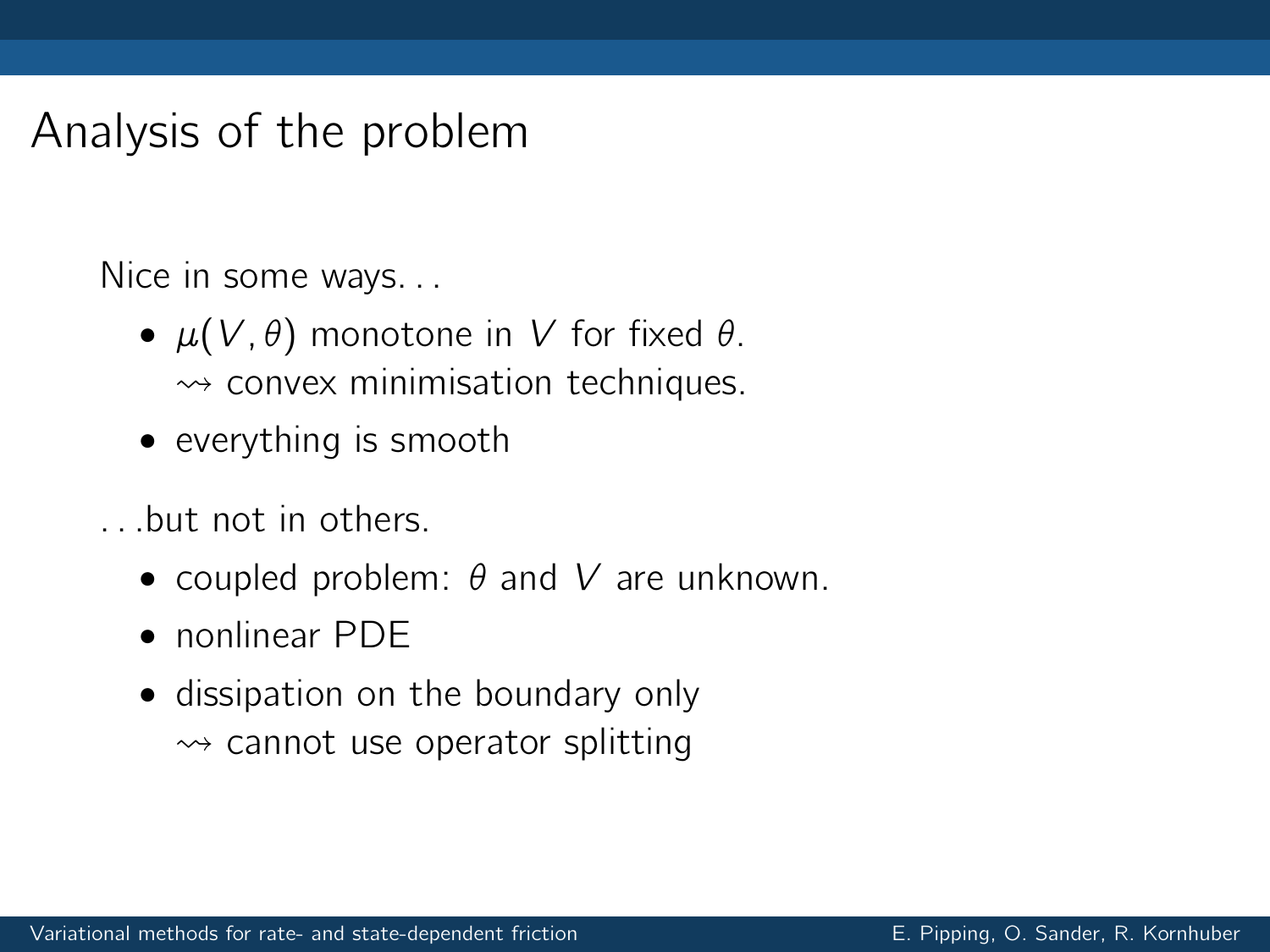# Analysis of the problem

Nice in some ways…

- $\mu(V, \theta)$ monotone in $V$ for fixed $\theta$.
  $\rightsquigarrow$ convex minimisation techniques.
- everything is smooth

…but not in others.

- coupled problem: $\theta$ and $V$ are unknown.
- nonlinear PDE
- dissipation on the boundary only
  $\rightsquigarrow$ cannot use operator splitting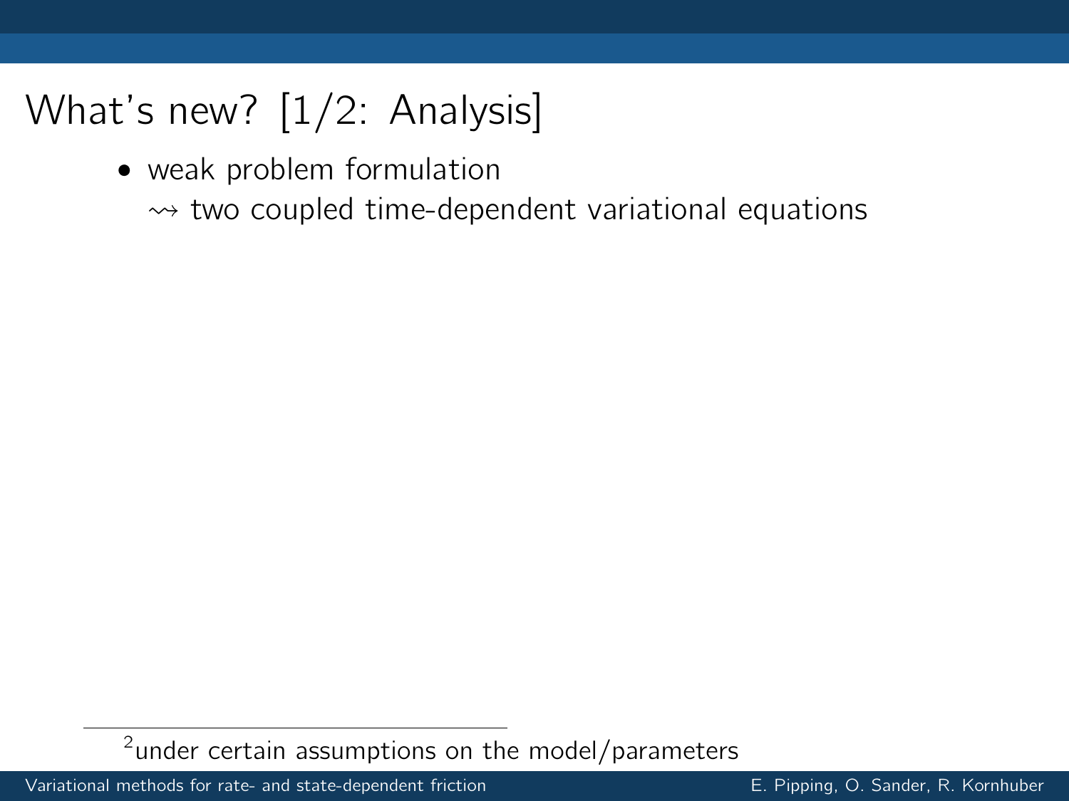# What's new? [1/2: Analysis]

- weak problem formulation
  $\rightsquigarrow$ two coupled time-dependent variational equations

[2] under certain assumptions on the model/parameters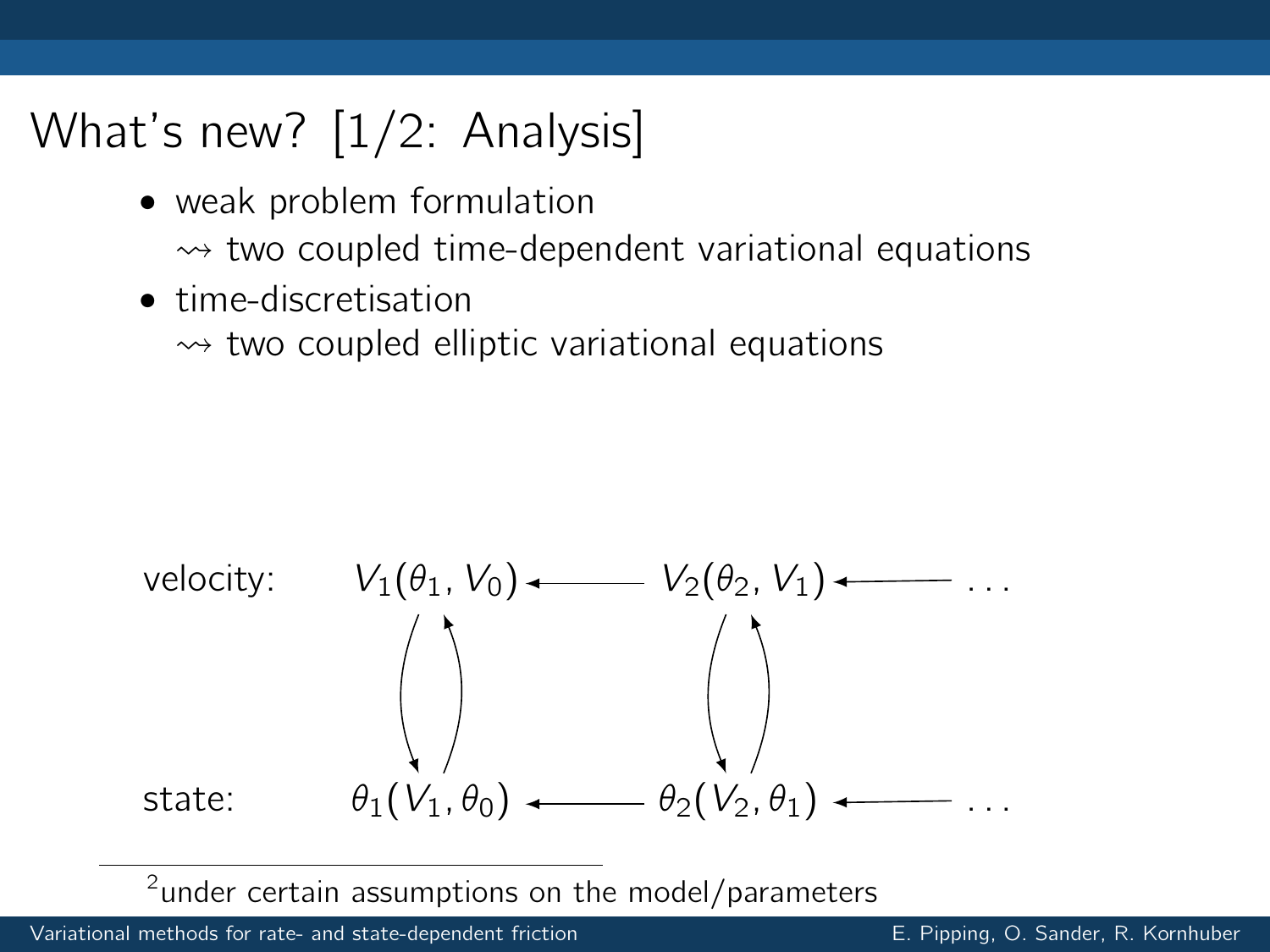# What's new? [1/2: Analysis]

- weak problem formulation
  $\rightsquigarrow$ two coupled time-dependent variational equations
- time-discretisation
  $\rightsquigarrow$ two coupled elliptic variational equations

velocity: $V_1(\theta_1, V_0)$ ← $V_2(\theta_2, V_1)$ ← ...

state: $\theta_1(V_1, \theta_0)$ ← $\theta_2(V_2, \theta_1)$ ← ...

[2] under certain assumptions on the model/parameters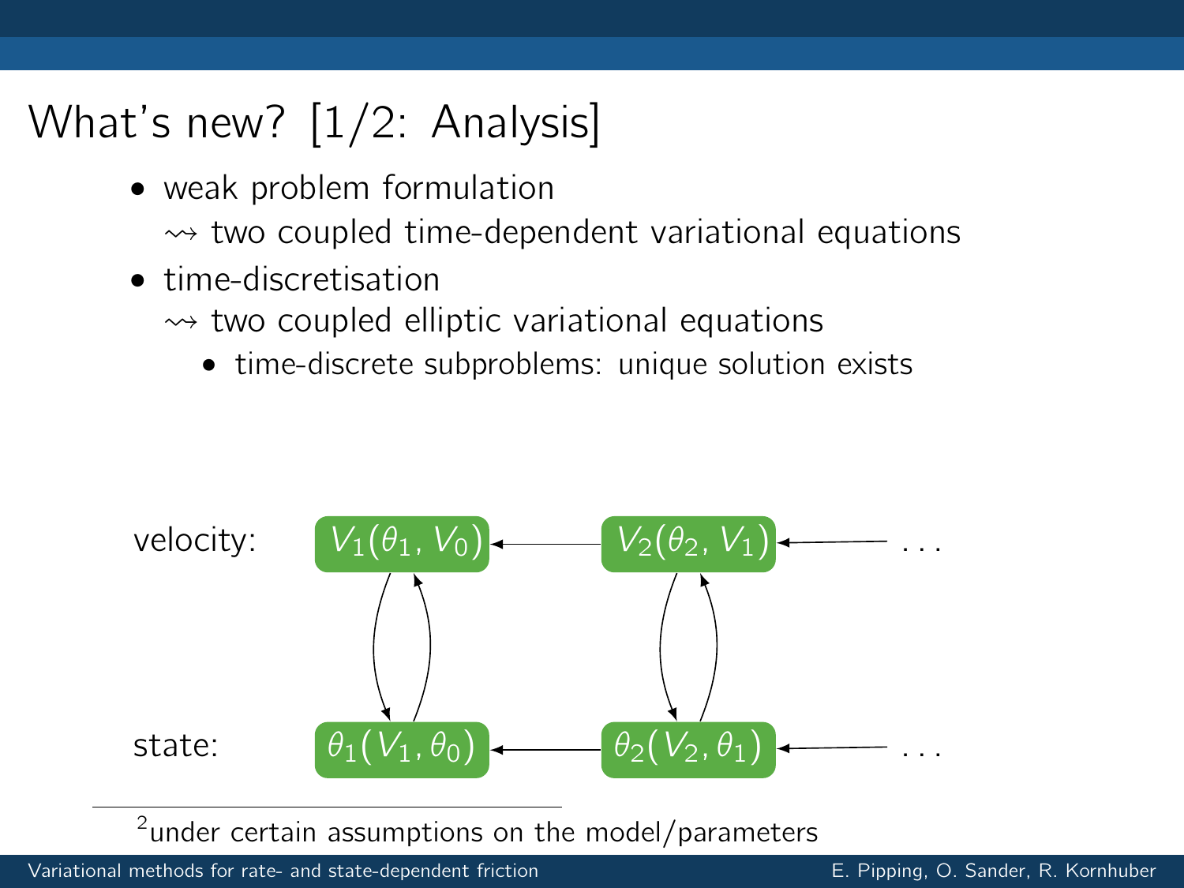# What's new? [1/2: Analysis]

- weak problem formulation
  $\rightsquigarrow$ two coupled time-dependent variational equations
- time-discretisation
  $\rightsquigarrow$ two coupled elliptic variational equations
  - time-discrete subproblems: unique solution exists

velocity: $V_1(\theta_1, V_0)$ ← $V_2(\theta_2, V_1)$ ← . . .

state: $\theta_1(V_1, \theta_0)$ ← $\theta_2(V_2, \theta_1)$ ← . . .

[2] under certain assumptions on the model/parameters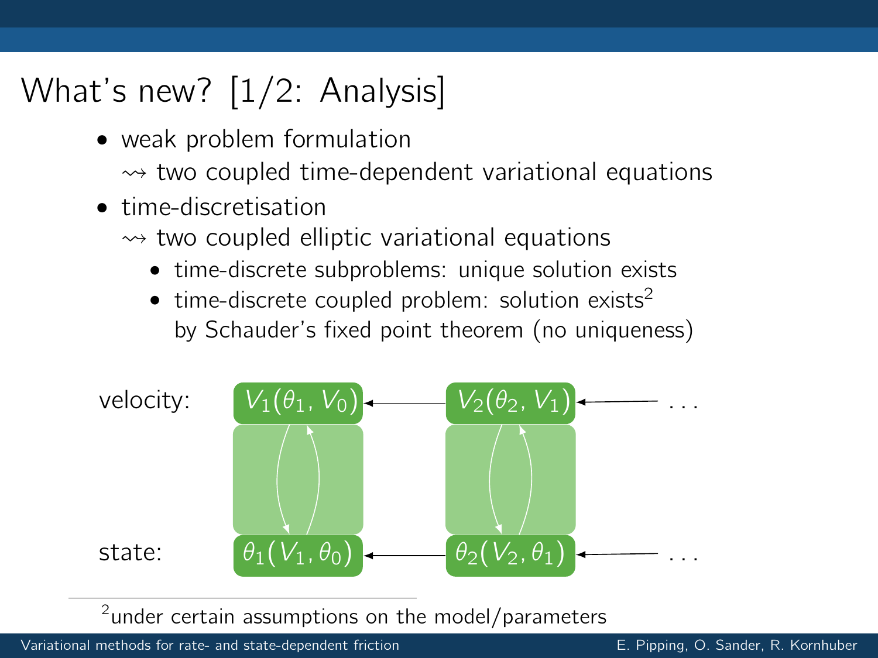# What's new? [1/2: Analysis]

- weak problem formulation
  $\rightsquigarrow$ two coupled time-dependent variational equations
- time-discretisation
  $\rightsquigarrow$ two coupled elliptic variational equations
  - time-discrete subproblems: unique solution exists
  - time-discrete coupled problem: solution exists[2] by Schauder's fixed point theorem (no uniqueness)

velocity: $V_1(\theta_1, V_0)$ ← $V_2(\theta_2, V_1)$ ← ...

state: $\theta_1(V_1, \theta_0)$ ← $\theta_2(V_2, \theta_1)$ ← ...

[2] under certain assumptions on the model/parameters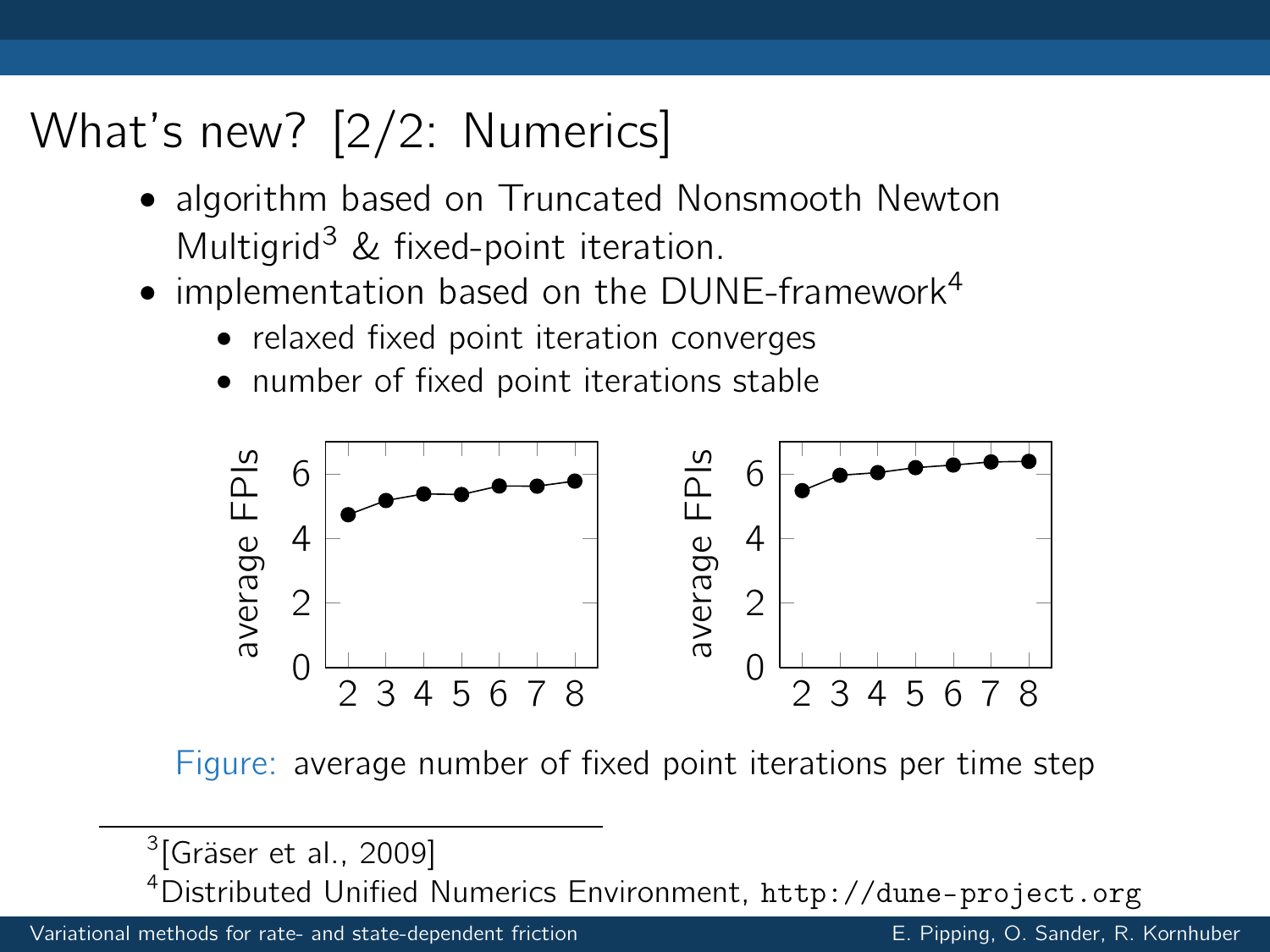# What's new? [2/2: Numerics]

- algorithm based on Truncated Nonsmooth Newton Multigrid[3] & fixed-point iteration.
- implementation based on the DUNE-framework[4]
  - relaxed fixed point iteration converges
  - number of fixed point iterations stable

Figure: average number of fixed point iterations per time step

[3] [Gräser et al., 2009]

[4] Distributed Unified Numerics Environment, `http://dune-project.org`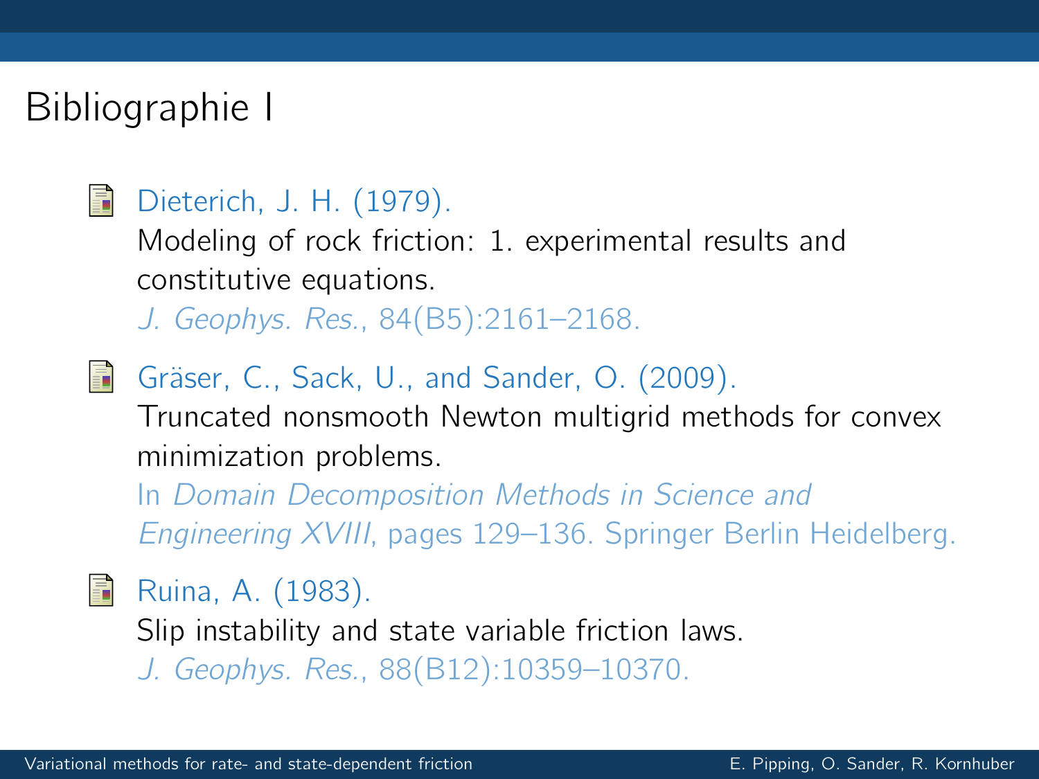# Bibliographie I

- Dieterich, J. H. (1979).
  Modeling of rock friction: 1. experimental results and constitutive equations.
  *J. Geophys. Res.*, 84(B5):2161–2168.

- Gräser, C., Sack, U., and Sander, O. (2009).
  Truncated nonsmooth Newton multigrid methods for convex minimization problems.
  In *Domain Decomposition Methods in Science and Engineering XVIII*, pages 129–136. Springer Berlin Heidelberg.

- Ruina, A. (1983).
  Slip instability and state variable friction laws.
  *J. Geophys. Res.*, 88(B12):10359–10370.